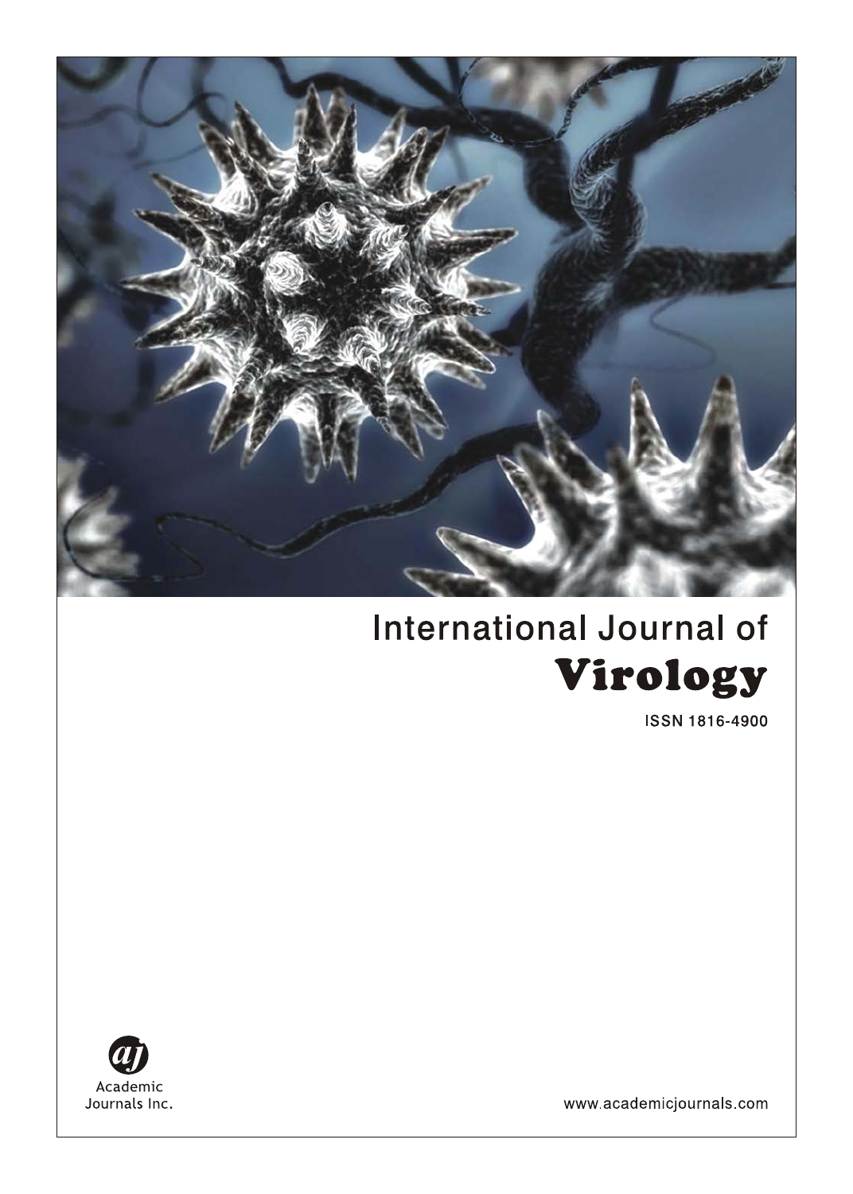# International Journal of Virology

ISSN 1816-4900

Academic Journals Inc.

www.academicjournals.com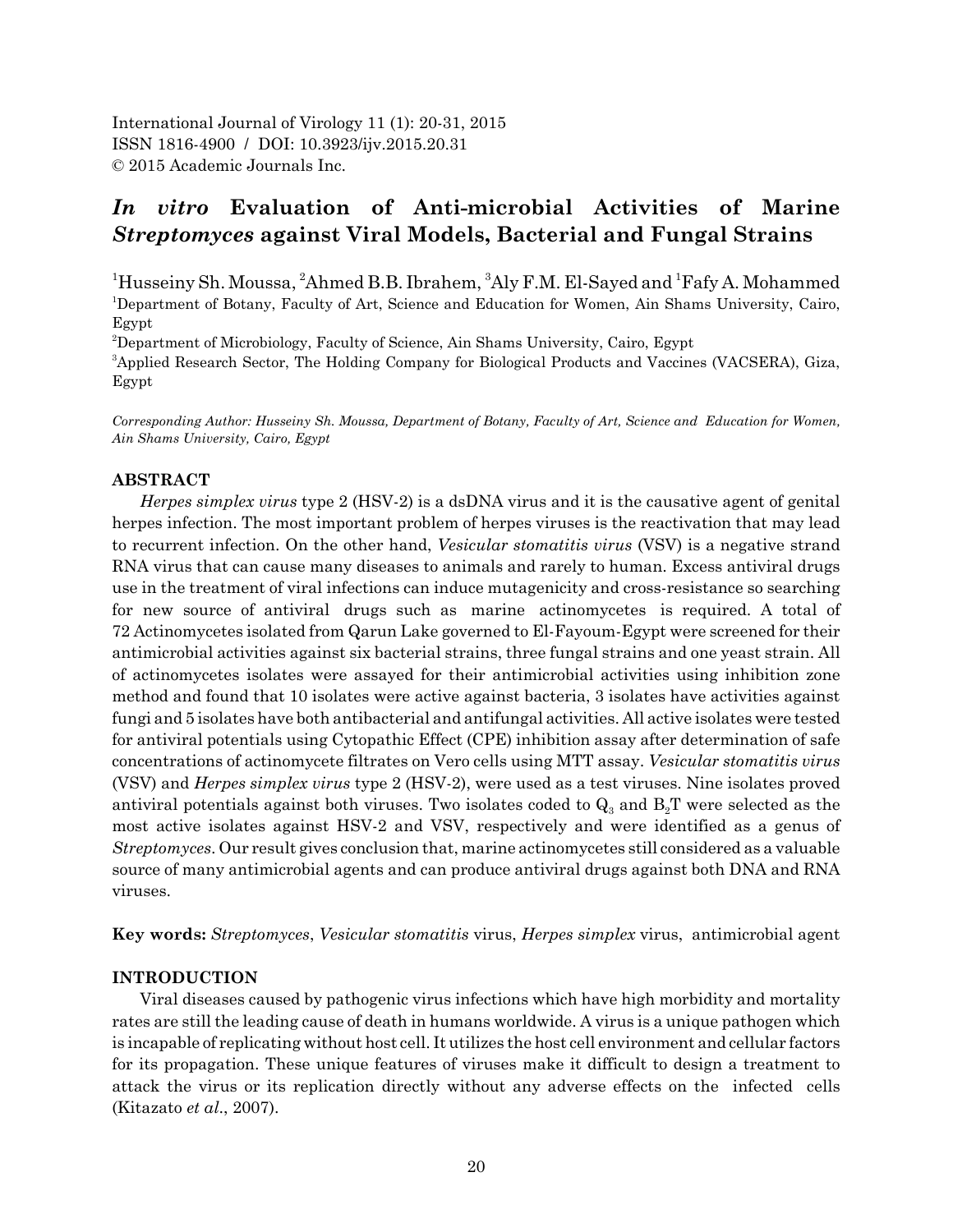International Journal of Virology 11 (1): 20-31, 2015
ISSN 1816-4900 / DOI: 10.3923/ijv.2015.20.31
© 2015 Academic Journals Inc.

# *In vitro* Evaluation of Anti-microbial Activities of Marine *Streptomyces* against Viral Models, Bacterial and Fungal Strains

[1]Husseiny Sh. Moussa, [2]Ahmed B.B. Ibrahem, [3]Aly F.M. El-Sayed and [1]Fafy A. Mohammed

[1]Department of Botany, Faculty of Art, Science and Education for Women, Ain Shams University, Cairo, Egypt

[2]Department of Microbiology, Faculty of Science, Ain Shams University, Cairo, Egypt

[3]Applied Research Sector, The Holding Company for Biological Products and Vaccines (VACSERA), Giza, Egypt

*Corresponding Author: Husseiny Sh. Moussa, Department of Botany, Faculty of Art, Science and Education for Women, Ain Shams University, Cairo, Egypt*

## ABSTRACT

*Herpes simplex virus* type 2 (HSV-2) is a dsDNA virus and it is the causative agent of genital herpes infection. The most important problem of herpes viruses is the reactivation that may lead to recurrent infection. On the other hand, *Vesicular stomatitis virus* (VSV) is a negative strand RNA virus that can cause many diseases to animals and rarely to human. Excess antiviral drugs use in the treatment of viral infections can induce mutagenicity and cross-resistance so searching for new source of antiviral drugs such as marine actinomycetes is required. A total of 72 Actinomycetes isolated from Qarun Lake governed to El-Fayoum-Egypt were screened for their antimicrobial activities against six bacterial strains, three fungal strains and one yeast strain. All of actinomycetes isolates were assayed for their antimicrobial activities using inhibition zone method and found that 10 isolates were active against bacteria, 3 isolates have activities against fungi and 5 isolates have both antibacterial and antifungal activities. All active isolates were tested for antiviral potentials using Cytopathic Effect (CPE) inhibition assay after determination of safe concentrations of actinomycete filtrates on Vero cells using MTT assay. *Vesicular stomatitis virus* (VSV) and *Herpes simplex virus* type 2 (HSV-2), were used as a test viruses. Nine isolates proved antiviral potentials against both viruses. Two isolates coded to $Q_3$ and $B_2T$ were selected as the most active isolates against HSV-2 and VSV, respectively and were identified as a genus of *Streptomyces*. Our result gives conclusion that, marine actinomycetes still considered as a valuable source of many antimicrobial agents and can produce antiviral drugs against both DNA and RNA viruses.

**Key words:** *Streptomyces*, *Vesicular stomatitis* virus, *Herpes simplex* virus, antimicrobial agent

## INTRODUCTION

Viral diseases caused by pathogenic virus infections which have high morbidity and mortality rates are still the leading cause of death in humans worldwide. A virus is a unique pathogen which is incapable of replicating without host cell. It utilizes the host cell environment and cellular factors for its propagation. These unique features of viruses make it difficult to design a treatment to attack the virus or its replication directly without any adverse effects on the infected cells (Kitazato *et al*., 2007).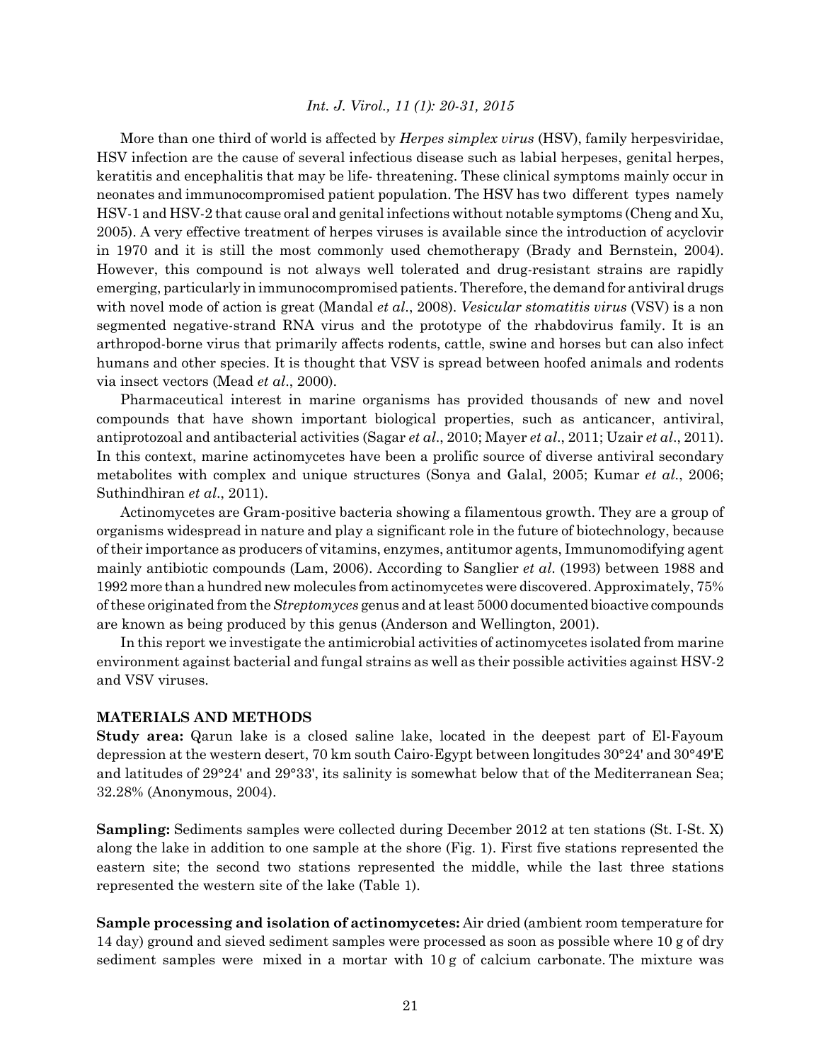More than one third of world is affected by *Herpes simplex virus* (HSV), family herpesviridae, HSV infection are the cause of several infectious disease such as labial herpeses, genital herpes, keratitis and encephalitis that may be life- threatening. These clinical symptoms mainly occur in neonates and immunocompromised patient population. The HSV has two different types namely HSV-1 and HSV-2 that cause oral and genital infections without notable symptoms (Cheng and Xu, 2005). A very effective treatment of herpes viruses is available since the introduction of acyclovir in 1970 and it is still the most commonly used chemotherapy (Brady and Bernstein, 2004). However, this compound is not always well tolerated and drug-resistant strains are rapidly emerging, particularly in immunocompromised patients. Therefore, the demand for antiviral drugs with novel mode of action is great (Mandal *et al*., 2008). *Vesicular stomatitis virus* (VSV) is a non segmented negative-strand RNA virus and the prototype of the rhabdovirus family. It is an arthropod-borne virus that primarily affects rodents, cattle, swine and horses but can also infect humans and other species. It is thought that VSV is spread between hoofed animals and rodents via insect vectors (Mead *et al*., 2000).

Pharmaceutical interest in marine organisms has provided thousands of new and novel compounds that have shown important biological properties, such as anticancer, antiviral, antiprotozoal and antibacterial activities (Sagar *et al*., 2010; Mayer *et al*., 2011; Uzair *et al*., 2011). In this context, marine actinomycetes have been a prolific source of diverse antiviral secondary metabolites with complex and unique structures (Sonya and Galal, 2005; Kumar *et al*., 2006; Suthindhiran *et al*., 2011).

Actinomycetes are Gram-positive bacteria showing a filamentous growth. They are a group of organisms widespread in nature and play a significant role in the future of biotechnology, because of their importance as producers of vitamins, enzymes, antitumor agents, Immunomodifying agent mainly antibiotic compounds (Lam, 2006). According to Sanglier *et al*. (1993) between 1988 and 1992 more than a hundred new molecules from actinomycetes were discovered. Approximately, 75% of these originated from the *Streptomyces* genus and at least 5000 documented bioactive compounds are known as being produced by this genus (Anderson and Wellington, 2001).

In this report we investigate the antimicrobial activities of actinomycetes isolated from marine environment against bacterial and fungal strains as well as their possible activities against HSV-2 and VSV viruses.

## MATERIALS AND METHODS

**Study area:** Qarun lake is a closed saline lake, located in the deepest part of El-Fayoum depression at the western desert, 70 km south Cairo-Egypt between longitudes 30°24' and 30°49'E and latitudes of 29°24' and 29°33', its salinity is somewhat below that of the Mediterranean Sea; 32.28% (Anonymous, 2004).

**Sampling:** Sediments samples were collected during December 2012 at ten stations (St. I-St. X) along the lake in addition to one sample at the shore (Fig. 1). First five stations represented the eastern site; the second two stations represented the middle, while the last three stations represented the western site of the lake (Table 1).

**Sample processing and isolation of actinomycetes:** Air dried (ambient room temperature for 14 day) ground and sieved sediment samples were processed as soon as possible where 10 g of dry sediment samples were mixed in a mortar with 10 g of calcium carbonate. The mixture was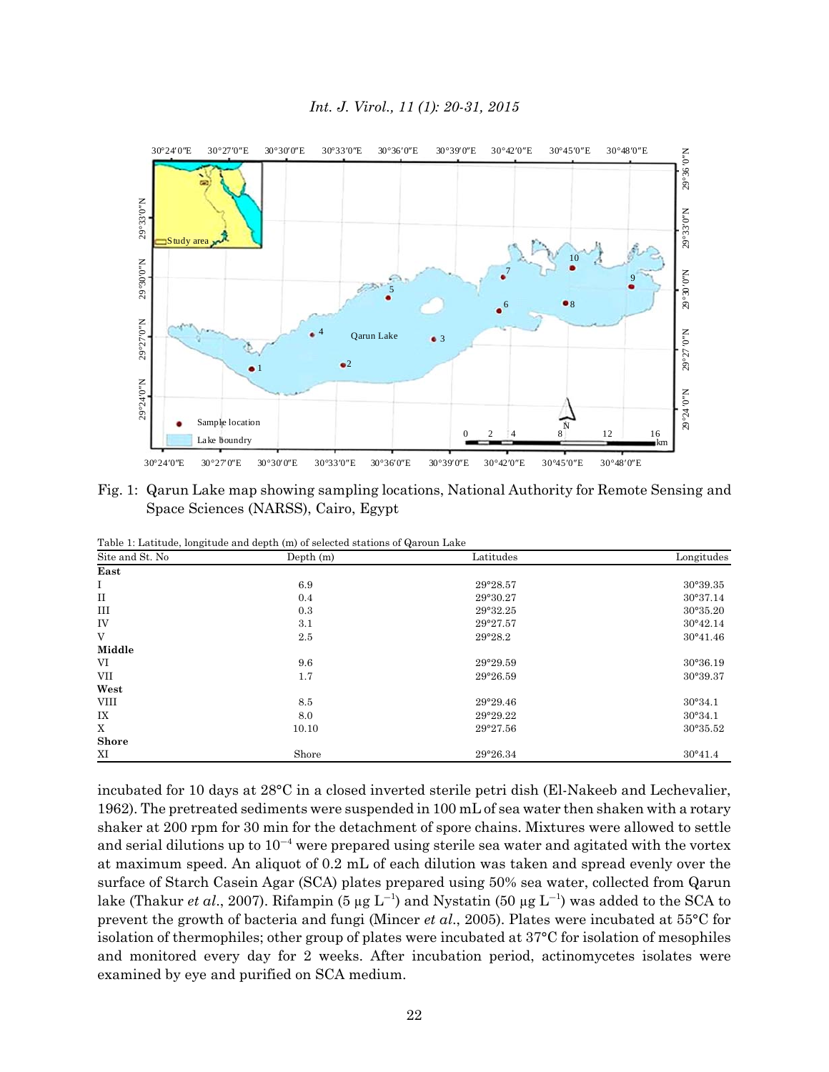Fig. 1: Qarun Lake map showing sampling locations, National Authority for Remote Sensing and Space Sciences (NARSS), Cairo, Egypt

Table 1: Latitude, longitude and depth (m) of selected stations of Qaroun Lake

| Site and St. No | Depth (m) | Latitudes | Longitudes |
|---|---|---|---|
| **East** | | | |
| I | 6.9 | 29°28.57 | 30°39.35 |
| II | 0.4 | 29°30.27 | 30°37.14 |
| III | 0.3 | 29°32.25 | 30°35.20 |
| IV | 3.1 | 29°27.57 | 30°42.14 |
| V | 2.5 | 29°28.2 | 30°41.46 |
| **Middle** | | | |
| VI | 9.6 | 29°29.59 | 30°36.19 |
| VII | 1.7 | 29°26.59 | 30°39.37 |
| **West** | | | |
| VIII | 8.5 | 29°29.46 | 30°34.1 |
| IX | 8.0 | 29°29.22 | 30°34.1 |
| X | 10.10 | 29°27.56 | 30°35.52 |
| **Shore** | | | |
| XI | Shore | 29°26.34 | 30°41.4 |

incubated for 10 days at 28°C in a closed inverted sterile petri dish (El-Nakeeb and Lechevalier, 1962). The pretreated sediments were suspended in 100 mL of sea water then shaken with a rotary shaker at 200 rpm for 30 min for the detachment of spore chains. Mixtures were allowed to settle and serial dilutions up to $10^{-4}$ were prepared using sterile sea water and agitated with the vortex at maximum speed. An aliquot of 0.2 mL of each dilution was taken and spread evenly over the surface of Starch Casein Agar (SCA) plates prepared using 50% sea water, collected from Qarun lake (Thakur *et al*., 2007). Rifampin (5 µg $L^{-1}$) and Nystatin (50 µg $L^{-1}$) was added to the SCA to prevent the growth of bacteria and fungi (Mincer *et al*., 2005). Plates were incubated at 55°C for isolation of thermophiles; other group of plates were incubated at 37°C for isolation of mesophiles and monitored every day for 2 weeks. After incubation period, actinomycetes isolates were examined by eye and purified on SCA medium.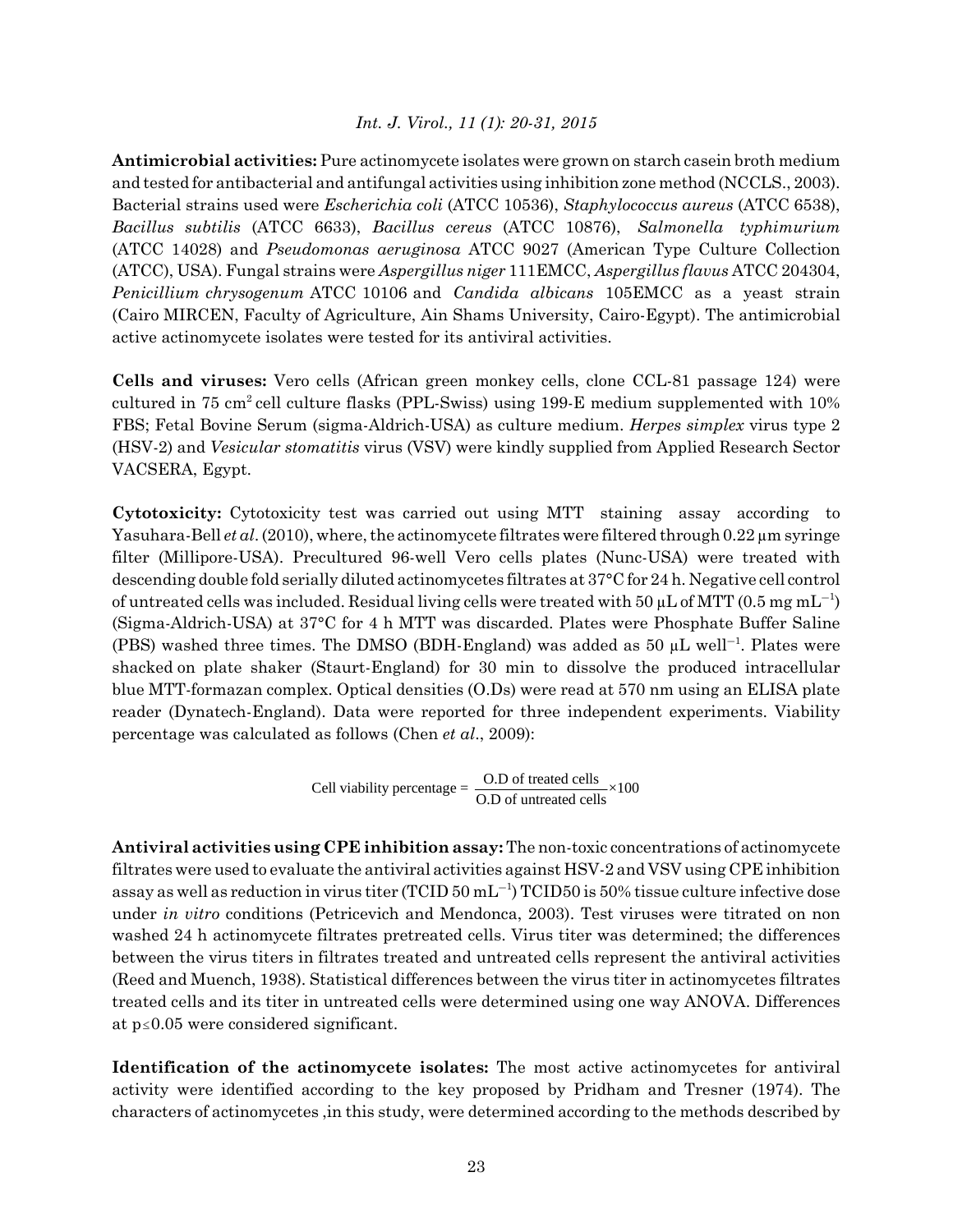**Antimicrobial activities:** Pure actinomycete isolates were grown on starch casein broth medium and tested for antibacterial and antifungal activities using inhibition zone method (NCCLS., 2003). Bacterial strains used were *Escherichia coli* (ATCC 10536), *Staphylococcus aureus* (ATCC 6538), *Bacillus subtilis* (ATCC 6633), *Bacillus cereus* (ATCC 10876), *Salmonella typhimurium* (ATCC 14028) and *Pseudomonas aeruginosa* ATCC 9027 (American Type Culture Collection (ATCC), USA). Fungal strains were *Aspergillus niger* 111EMCC, *Aspergillus flavus* ATCC 204304, *Penicillium chrysogenum* ATCC 10106 and *Candida albicans* 105EMCC as a yeast strain (Cairo MIRCEN, Faculty of Agriculture, Ain Shams University, Cairo-Egypt). The antimicrobial active actinomycete isolates were tested for its antiviral activities.

**Cells and viruses:** Vero cells (African green monkey cells, clone CCL-81 passage 124) were cultured in 75 $cm^2$ cell culture flasks (PPL-Swiss) using 199-E medium supplemented with 10% FBS; Fetal Bovine Serum (sigma-Aldrich-USA) as culture medium. *Herpes simplex* virus type 2 (HSV-2) and *Vesicular stomatitis* virus (VSV) were kindly supplied from Applied Research Sector VACSERA, Egypt.

**Cytotoxicity:** Cytotoxicity test was carried out using MTT staining assay according to Yasuhara-Bell *et al*. (2010), where, the actinomycete filtrates were filtered through 0.22 μm syringe filter (Millipore-USA). Precultured 96-well Vero cells plates (Nunc-USA) were treated with descending double fold serially diluted actinomycetes filtrates at 37°C for 24 h. Negative cell control of untreated cells was included. Residual living cells were treated with 50 μL of MTT (0.5 mg $mL^{-1}$) (Sigma-Aldrich-USA) at 37°C for 4 h MTT was discarded. Plates were Phosphate Buffer Saline (PBS) washed three times. The DMSO (BDH-England) was added as 50 μL $well^{-1}$. Plates were shacked on plate shaker (Staurt-England) for 30 min to dissolve the produced intracellular blue MTT-formazan complex. Optical densities (O.Ds) were read at 570 nm using an ELISA plate reader (Dynatech-England). Data were reported for three independent experiments. Viability percentage was calculated as follows (Chen *et al*., 2009):

$$\text{Cell viability percentage} = \frac{\text{O.D of treated cells}}{\text{O.D of untreated cells}} \times 100$$

**Antiviral activities using CPE inhibition assay:** The non-toxic concentrations of actinomycete filtrates were used to evaluate the antiviral activities against HSV-2 and VSV using CPE inhibition assay as well as reduction in virus titer (TCID 50 $mL^{-1}$) TCID50 is 50% tissue culture infective dose under *in vitro* conditions (Petricevich and Mendonca, 2003). Test viruses were titrated on non washed 24 h actinomycete filtrates pretreated cells. Virus titer was determined; the differences between the virus titers in filtrates treated and untreated cells represent the antiviral activities (Reed and Muench, 1938). Statistical differences between the virus titer in actinomycetes filtrates treated cells and its titer in untreated cells were determined using one way ANOVA. Differences at $p \leq 0.05$ were considered significant.

**Identification of the actinomycete isolates:** The most active actinomycetes for antiviral activity were identified according to the key proposed by Pridham and Tresner (1974). The characters of actinomycetes ,in this study, were determined according to the methods described by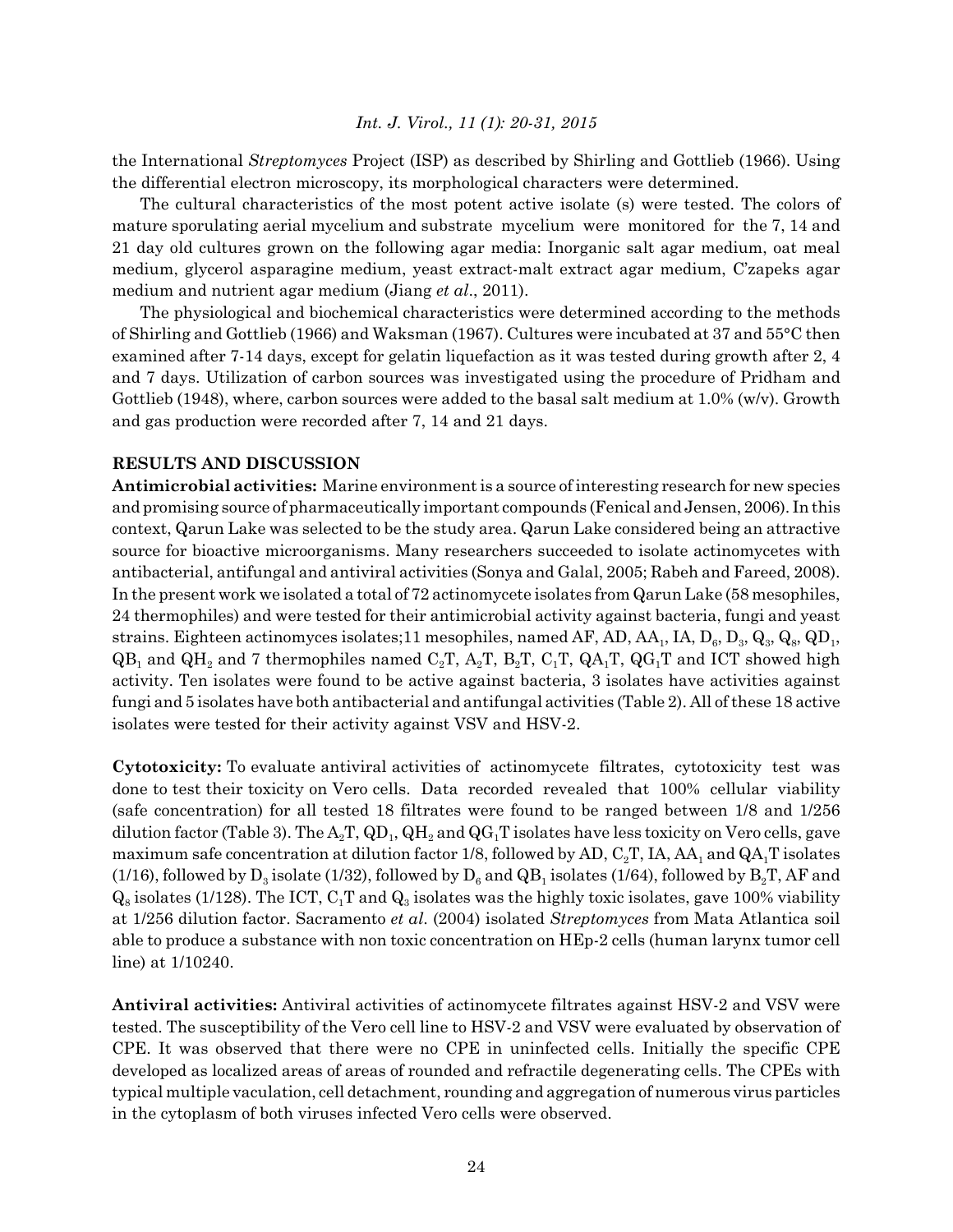the International *Streptomyces* Project (ISP) as described by Shirling and Gottlieb (1966). Using the differential electron microscopy, its morphological characters were determined.

The cultural characteristics of the most potent active isolate (s) were tested. The colors of mature sporulating aerial mycelium and substrate mycelium were monitored for the 7, 14 and 21 day old cultures grown on the following agar media: Inorganic salt agar medium, oat meal medium, glycerol asparagine medium, yeast extract-malt extract agar medium, C'zapeks agar medium and nutrient agar medium (Jiang *et al*., 2011).

The physiological and biochemical characteristics were determined according to the methods of Shirling and Gottlieb (1966) and Waksman (1967). Cultures were incubated at 37 and 55°C then examined after 7-14 days, except for gelatin liquefaction as it was tested during growth after 2, 4 and 7 days. Utilization of carbon sources was investigated using the procedure of Pridham and Gottlieb (1948), where, carbon sources were added to the basal salt medium at 1.0% (w/v). Growth and gas production were recorded after 7, 14 and 21 days.

## RESULTS AND DISCUSSION

**Antimicrobial activities:** Marine environment is a source of interesting research for new species and promising source of pharmaceutically important compounds (Fenical and Jensen, 2006). In this context, Qarun Lake was selected to be the study area. Qarun Lake considered being an attractive source for bioactive microorganisms. Many researchers succeeded to isolate actinomycetes with antibacterial, antifungal and antiviral activities (Sonya and Galal, 2005; Rabeh and Fareed, 2008). In the present work we isolated a total of 72 actinomycete isolates from Qarun Lake (58 mesophiles, 24 thermophiles) and were tested for their antimicrobial activity against bacteria, fungi and yeast strains. Eighteen actinomyces isolates;11 mesophiles, named AF, AD, $AA_1$, IA, $D_6$, $D_3$, $Q_3$, $Q_8$, $QD_1$, $QB_1$ and $QH_2$ and 7 thermophiles named $C_2T$, $A_2T$, $B_2T$, $C_1T$, $QA_1T$, $QG_1T$ and ICT showed high activity. Ten isolates were found to be active against bacteria, 3 isolates have activities against fungi and 5 isolates have both antibacterial and antifungal activities (Table 2). All of these 18 active isolates were tested for their activity against VSV and HSV-2.

**Cytotoxicity:** To evaluate antiviral activities of actinomycete filtrates, cytotoxicity test was done to test their toxicity on Vero cells. Data recorded revealed that 100% cellular viability (safe concentration) for all tested 18 filtrates were found to be ranged between 1/8 and 1/256 dilution factor (Table 3). The $A_2T$, $QD_1$, $QH_2$ and $QG_1T$ isolates have less toxicity on Vero cells, gave maximum safe concentration at dilution factor 1/8, followed by AD, $C_2T$, IA, $AA_1$ and $QA_1T$ isolates (1/16), followed by $D_3$ isolate (1/32), followed by $D_6$ and $QB_1$ isolates (1/64), followed by $B_2T$, AF and $Q_8$ isolates (1/128). The ICT, $C_1T$ and $Q_3$ isolates was the highly toxic isolates, gave 100% viability at 1/256 dilution factor. Sacramento *et al.* (2004) isolated *Streptomyces* from Mata Atlantica soil able to produce a substance with non toxic concentration on HEp-2 cells (human larynx tumor cell line) at 1/10240.

**Antiviral activities:** Antiviral activities of actinomycete filtrates against HSV-2 and VSV were tested. The susceptibility of the Vero cell line to HSV-2 and VSV were evaluated by observation of CPE. It was observed that there were no CPE in uninfected cells. Initially the specific CPE developed as localized areas of areas of rounded and refractile degenerating cells. The CPEs with typical multiple vaculation, cell detachment, rounding and aggregation of numerous virus particles in the cytoplasm of both viruses infected Vero cells were observed.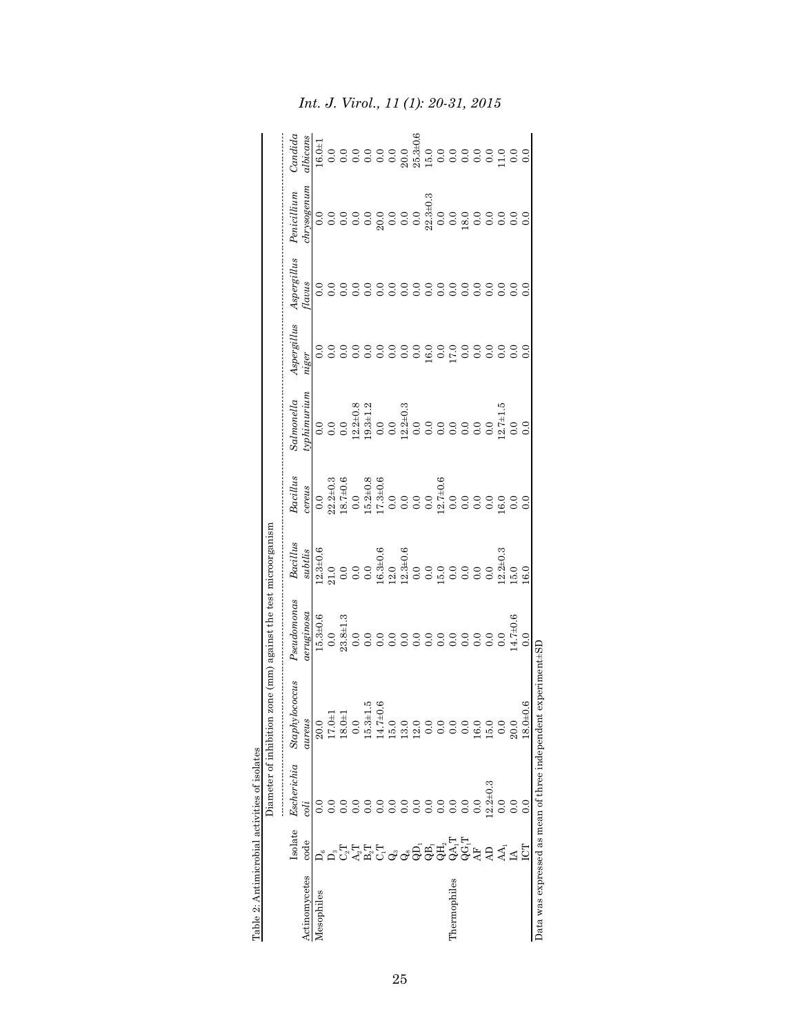Table 2: Antimicrobial activities of isolates

| | | Diameter of inhibition zone (mm) against the test microorganism | | | | | | | | | |
|---|---|---|---|---|---|---|---|---|---|---|---|
| Actinomycetes | Isolate code | *Escherichia coli* | *Staphylococcus aureus* | *Pseudomonas aeruginosa* | *Bacillus subtlis* | *Bacillus cereus* | *Salmonella typhimurium* | *Aspergillus niger* | *Aspergillus flavus* | *Penicillium chrysogenum* | *Candida albicans* |
| Mesophiles | $D_6$ | 0.0 | 20.0 | 15.3±0.6 | 12.3±0.6 | 0.0 | 0.0 | 0.0 | 0.0 | 0.0 | 16.0±1 |
| | $D_3$ | 0.0 | 17.0±1 | 0.0 | 21.0 | 22.2±0.3 | 0.0 | 0.0 | 0.0 | 0.0 | 0.0 |
| | $C_2T$ | 0.0 | 18.0±1 | 23.8±1.3 | 0.0 | 18.7±0.6 | 0.0 | 0.0 | 0.0 | 0.0 | 0.0 |
| | $A_2T$ | 0.0 | 0.0 | 0.0 | 0.0 | 0.0 | 12.2±0.8 | 0.0 | 0.0 | 0.0 | 0.0 |
| | $B_2T$ | 0.0 | 15.3±1.5 | 0.0 | 0.0 | 15.2±0.8 | 19.3±1.2 | 0.0 | 0.0 | 0.0 | 0.0 |
| | $C_1T$ | 0.0 | 14.7±0.6 | 0.0 | 16.3±0.6 | 17.3±0.6 | 0.0 | 0.0 | 0.0 | 20.0 | 0.0 |
| | $Q_3$ | 0.0 | 15.0 | 0.0 | 12.0 | 0.0 | 0.0 | 0.0 | 0.0 | 0.0 | 0.0 |
| | $Q_4$ | 0.0 | 13.0 | 0.0 | 12.3±0.6 | 0.0 | 12.2±0.3 | 0.0 | 0.0 | 0.0 | 20.0 |
| | $QD_1$ | 0.0 | 12.0 | 0.0 | 0.0 | 0.0 | 0.0 | 0.0 | 0.0 | 0.0 | 25.3±0.6 |
| | $QB_1$ | 0.0 | 0.0 | 0.0 | 0.0 | 0.0 | 0.0 | 16.0 | 0.0 | 22.3±0.3 | 15.0 |
| | $QH_2$ | 0.0 | 0.0 | 0.0 | 15.0 | 12.7±0.6 | 0.0 | 0.0 | 0.0 | 0.0 | 0.0 |
| Thermophiles | $QA_1T$ | 0.0 | 0.0 | 0.0 | 0.0 | 0.0 | 0.0 | 17.0 | 0.0 | 0.0 | 0.0 |
| | $QG_1T$ | 0.0 | 0.0 | 0.0 | 0.0 | 0.0 | 0.0 | 0.0 | 0.0 | 18.0 | 0.0 |
| | AF | 0.0 | 16.0 | 0.0 | 0.0 | 0.0 | 0.0 | 0.0 | 0.0 | 0.0 | 0.0 |
| | AD | 12.2±0.3 | 15.0 | 0.0 | 0.0 | 0.0 | 0.0 | 0.0 | 0.0 | 0.0 | 0.0 |
| | $AA_1$ | 0.0 | 0.0 | 0.0 | 12.2±0.3 | 16.0 | 12.7±1.5 | 0.0 | 0.0 | 0.0 | 11.0 |
| | IA | 0.0 | 20.0 | 14.7±0.6 | 15.0 | 0.0 | 0.0 | 0.0 | 0.0 | 0.0 | 0.0 |
| | ICT | 0.0 | 18.0±0.6 | 0.0 | 16.0 | 0.0 | 0.0 | 0.0 | 0.0 | 0.0 | 0.0 |

Data was expressed as mean of three independent experiment±SD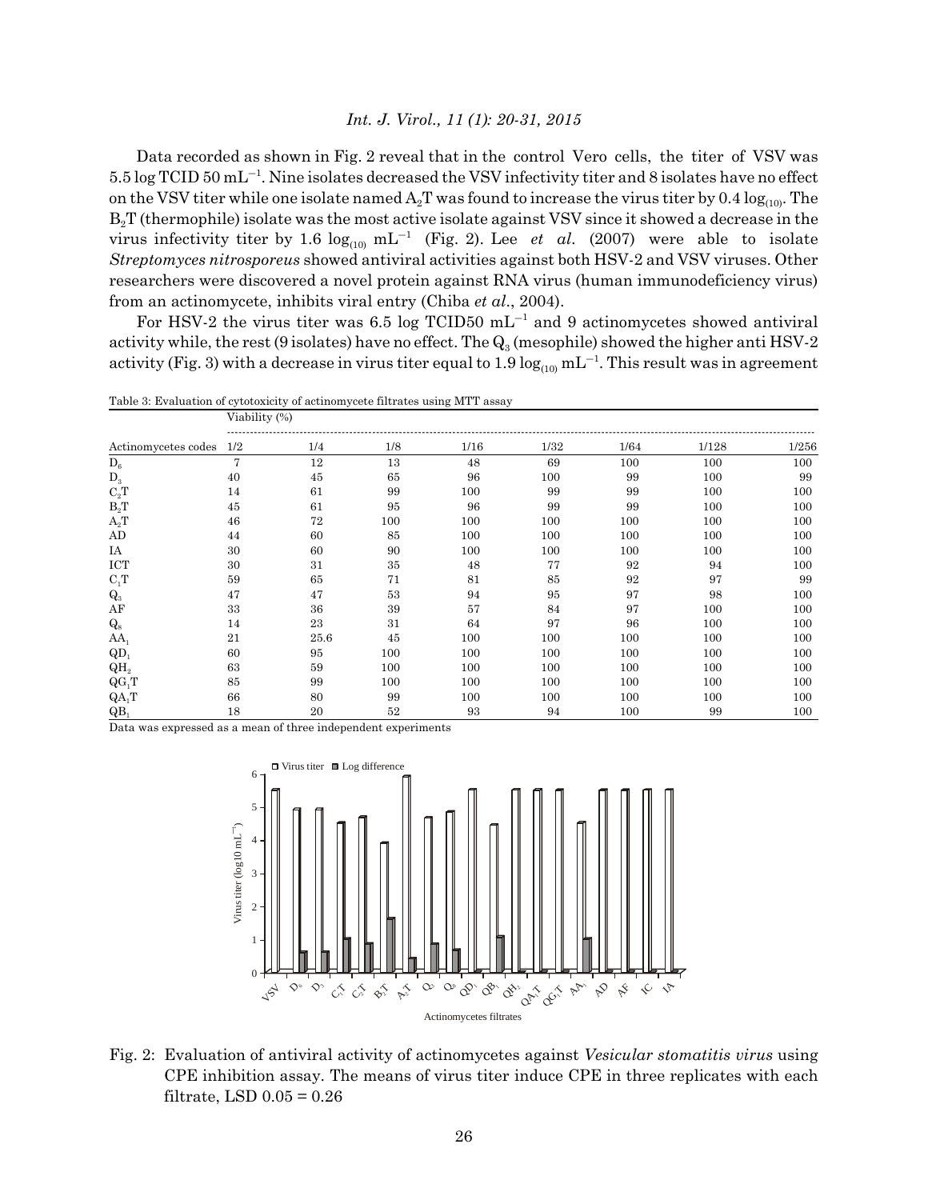Data recorded as shown in Fig. 2 reveal that in the control Vero cells, the titer of VSV was 5.5 log TCID 50 $mL^{-1}$. Nine isolates decreased the VSV infectivity titer and 8 isolates have no effect on the VSV titer while one isolate named $A_2T$ was found to increase the virus titer by 0.4 $\log_{(10)}$. The $B_2T$ (thermophile) isolate was the most active isolate against VSV since it showed a decrease in the virus infectivity titer by 1.6 $\log_{(10)}$ $mL^{-1}$ (Fig. 2). Lee *et al*. (2007) were able to isolate *Streptomyces nitrosporeus* showed antiviral activities against both HSV-2 and VSV viruses. Other researchers were discovered a novel protein against RNA virus (human immunodeficiency virus) from an actinomycete, inhibits viral entry (Chiba *et al*., 2004).

For HSV-2 the virus titer was 6.5 log TCID50 $mL^{-1}$ and 9 actinomycetes showed antiviral activity while, the rest (9 isolates) have no effect. The $Q_3$ (mesophile) showed the higher anti HSV-2 activity (Fig. 3) with a decrease in virus titer equal to 1.9 $\log_{(10)}$ $mL^{-1}$. This result was in agreement

Table 3: Evaluation of cytotoxicity of actinomycete filtrates using MTT assay

| | Viability (%) | | | | | | | |
|---|---|---|---|---|---|---|---|---|
| Actinomycetes codes | 1/2 | 1/4 | 1/8 | 1/16 | 1/32 | 1/64 | 1/128 | 1/256 |
| $D_6$ | 7 | 12 | 13 | 48 | 69 | 100 | 100 | 100 |
| $D_3$ | 40 | 45 | 65 | 96 | 100 | 99 | 100 | 99 |
| $C_2T$ | 14 | 61 | 99 | 100 | 99 | 99 | 100 | 100 |
| $B_2T$ | 45 | 61 | 95 | 96 | 99 | 99 | 100 | 100 |
| $A_2T$ | 46 | 72 | 100 | 100 | 100 | 100 | 100 | 100 |
| AD | 44 | 60 | 85 | 100 | 100 | 100 | 100 | 100 |
| IA | 30 | 60 | 90 | 100 | 100 | 100 | 100 | 100 |
| ICT | 30 | 31 | 35 | 48 | 77 | 92 | 94 | 100 |
| $C_1T$ | 59 | 65 | 71 | 81 | 85 | 92 | 97 | 99 |
| $Q_3$ | 47 | 47 | 53 | 94 | 95 | 97 | 98 | 100 |
| AF | 33 | 36 | 39 | 57 | 84 | 97 | 100 | 100 |
| $Q_8$ | 14 | 23 | 31 | 64 | 97 | 96 | 100 | 100 |
| $AA_1$ | 21 | 25.6 | 45 | 100 | 100 | 100 | 100 | 100 |
| $QD_1$ | 60 | 95 | 100 | 100 | 100 | 100 | 100 | 100 |
| $QH_2$ | 63 | 59 | 100 | 100 | 100 | 100 | 100 | 100 |
| $QG_1T$ | 85 | 99 | 100 | 100 | 100 | 100 | 100 | 100 |
| $QA_1T$ | 66 | 80 | 99 | 100 | 100 | 100 | 100 | 100 |
| $QB_1$ | 18 | 20 | 52 | 93 | 94 | 100 | 99 | 100 |

Data was expressed as a mean of three independent experiments

Fig. 2: Evaluation of antiviral activity of actinomycetes against *Vesicular stomatitis virus* using CPE inhibition assay. The means of virus titer induce CPE in three replicates with each filtrate, LSD 0.05 = 0.26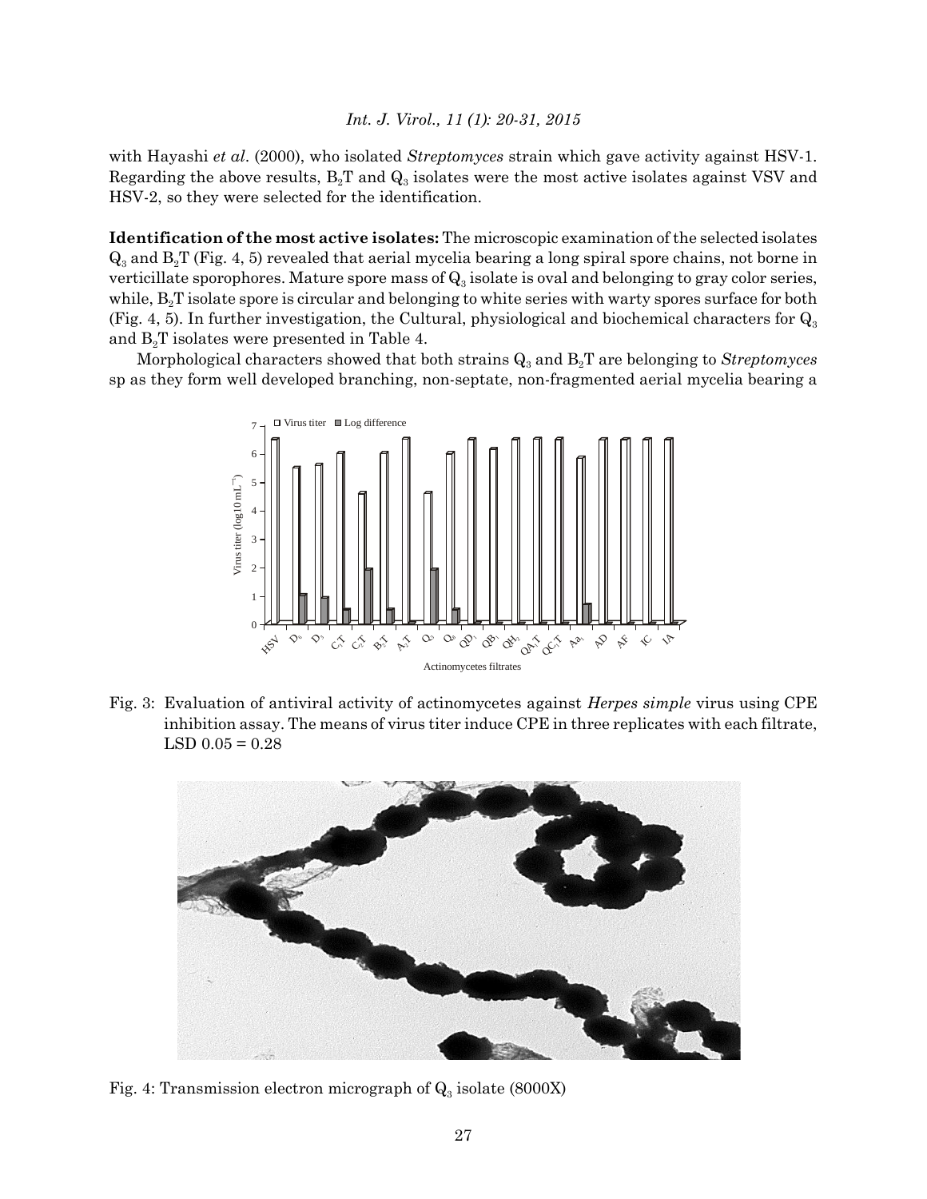with Hayashi *et al*. (2000), who isolated *Streptomyces* strain which gave activity against HSV-1. Regarding the above results, $B_2T$ and $Q_3$ isolates were the most active isolates against VSV and HSV-2, so they were selected for the identification.

**Identification of the most active isolates:** The microscopic examination of the selected isolates $Q_3$ and $B_2T$ (Fig. 4, 5) revealed that aerial mycelia bearing a long spiral spore chains, not borne in verticillate sporophores. Mature spore mass of $Q_3$ isolate is oval and belonging to gray color series, while, $B_2T$ isolate spore is circular and belonging to white series with warty spores surface for both (Fig. 4, 5). In further investigation, the Cultural, physiological and biochemical characters for $Q_3$ and $B_2T$ isolates were presented in Table 4.

Morphological characters showed that both strains $Q_3$ and $B_2T$ are belonging to *Streptomyces* sp as they form well developed branching, non-septate, non-fragmented aerial mycelia bearing a

Fig. 3: Evaluation of antiviral activity of actinomycetes against *Herpes simple* virus using CPE inhibition assay. The means of virus titer induce CPE in three replicates with each filtrate, LSD 0.05 = 0.28

Fig. 4: Transmission electron micrograph of $Q_3$ isolate (8000X)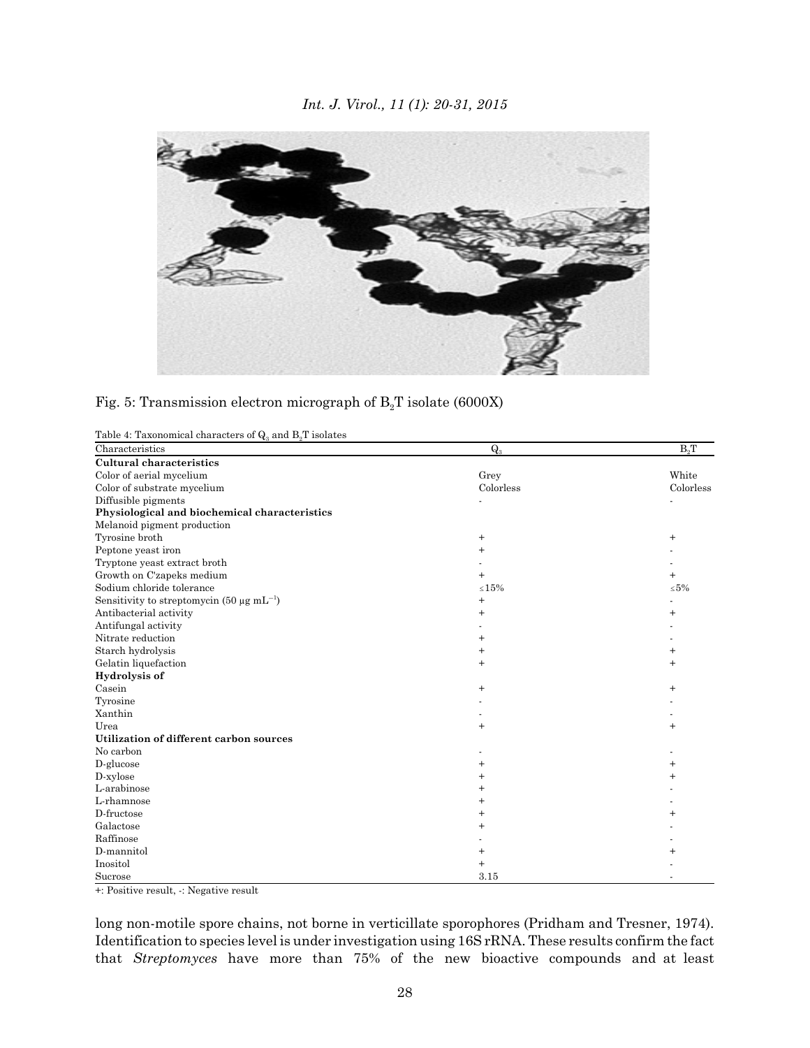Fig. 5: Transmission electron micrograph of $B_2T$ isolate (6000X)

Table 4: Taxonomical characters of $Q_3$ and $B_2T$ isolates

| Characteristics | $Q_3$ | $B_2T$ |
|---|---|---|
| **Cultural characteristics** | | |
| Color of aerial mycelium | Grey | White |
| Color of substrate mycelium | Colorless | Colorless |
| Diffusible pigments | - | - |
| **Physiological and biochemical characteristics** | | |
| Melanoid pigment production | | |
| Tyrosine broth | + | + |
| Peptone yeast iron | + | - |
| Tryptone yeast extract broth | - | - |
| Growth on C'zapeks medium | + | + |
| Sodium chloride tolerance | $\leq$15% | $\leq$5% |
| Sensitivity to streptomycin (50 μg $mL^{-1}$) | + | - |
| Antibacterial activity | + | + |
| Antifungal activity | - | - |
| Nitrate reduction | + | - |
| Starch hydrolysis | + | + |
| Gelatin liquefaction | + | + |
| **Hydrolysis of** | | |
| Casein | + | + |
| Tyrosine | - | - |
| Xanthin | - | - |
| Urea | + | + |
| **Utilization of different carbon sources** | | |
| No carbon | - | - |
| D-glucose | + | + |
| D-xylose | + | + |
| L-arabinose | + | - |
| L-rhamnose | + | - |
| D-fructose | + | + |
| Galactose | + | - |
| Raffinose | - | - |
| D-mannitol | + | + |
| Inositol | + | - |
| Sucrose | 3.15 | - |

+: Positive result, -: Negative result

long non-motile spore chains, not borne in verticillate sporophores (Pridham and Tresner, 1974). Identification to species level is under investigation using 16S rRNA. These results confirm the fact that *Streptomyces* have more than 75% of the new bioactive compounds and at least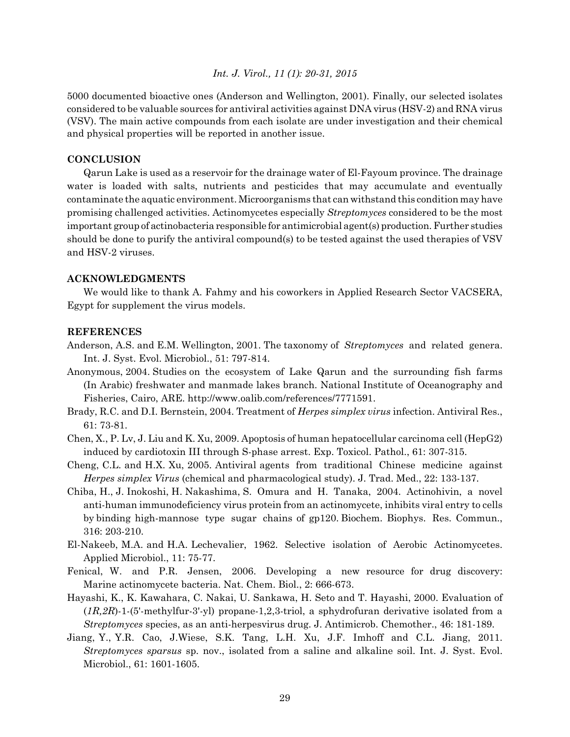5000 documented bioactive ones (Anderson and Wellington, 2001). Finally, our selected isolates considered to be valuable sources for antiviral activities against DNA virus (HSV-2) and RNA virus (VSV). The main active compounds from each isolate are under investigation and their chemical and physical properties will be reported in another issue.

## CONCLUSION

Qarun Lake is used as a reservoir for the drainage water of El-Fayoum province. The drainage water is loaded with salts, nutrients and pesticides that may accumulate and eventually contaminate the aquatic environment. Microorganisms that can withstand this condition may have promising challenged activities. Actinomycetes especially *Streptomyces* considered to be the most important group of actinobacteria responsible for antimicrobial agent(s) production. Further studies should be done to purify the antiviral compound(s) to be tested against the used therapies of VSV and HSV-2 viruses.

## ACKNOWLEDGMENTS

We would like to thank A. Fahmy and his coworkers in Applied Research Sector VACSERA, Egypt for supplement the virus models.

## REFERENCES

Anderson, A.S. and E.M. Wellington, 2001. The taxonomy of *Streptomyces* and related genera. Int. J. Syst. Evol. Microbiol., 51: 797-814.

Anonymous, 2004. Studies on the ecosystem of Lake Qarun and the surrounding fish farms (In Arabic) freshwater and manmade lakes branch. National Institute of Oceanography and Fisheries, Cairo, ARE. http://www.oalib.com/references/7771591.

Brady, R.C. and D.I. Bernstein, 2004. Treatment of *Herpes simplex virus* infection. Antiviral Res., 61: 73-81.

Chen, X., P. Lv, J. Liu and K. Xu, 2009. Apoptosis of human hepatocellular carcinoma cell (HepG2) induced by cardiotoxin III through S-phase arrest. Exp. Toxicol. Pathol., 61: 307-315.

Cheng, C.L. and H.X. Xu, 2005. Antiviral agents from traditional Chinese medicine against *Herpes simplex Virus* (chemical and pharmacological study). J. Trad. Med., 22: 133-137.

Chiba, H., J. Inokoshi, H. Nakashima, S. Omura and H. Tanaka, 2004. Actinohivin, a novel anti-human immunodeficiency virus protein from an actinomycete, inhibits viral entry to cells by binding high-mannose type sugar chains of gp120. Biochem. Biophys. Res. Commun., 316: 203-210.

El-Nakeeb, M.A. and H.A. Lechevalier, 1962. Selective isolation of Aerobic Actinomycetes. Applied Microbiol., 11: 75-77.

Fenical, W. and P.R. Jensen, 2006. Developing a new resource for drug discovery: Marine actinomycete bacteria. Nat. Chem. Biol., 2: 666-673.

Hayashi, K., K. Kawahara, C. Nakai, U. Sankawa, H. Seto and T. Hayashi, 2000. Evaluation of (*1R,2R*)-1-(5'-methylfur-3'-yl) propane-1,2,3-triol, a sphydrofuran derivative isolated from a *Streptomyces* species, as an anti-herpesvirus drug. J. Antimicrob. Chemother., 46: 181-189.

Jiang, Y., Y.R. Cao, J.Wiese, S.K. Tang, L.H. Xu, J.F. Imhoff and C.L. Jiang, 2011. *Streptomyces sparsus* sp. nov., isolated from a saline and alkaline soil. Int. J. Syst. Evol. Microbiol., 61: 1601-1605.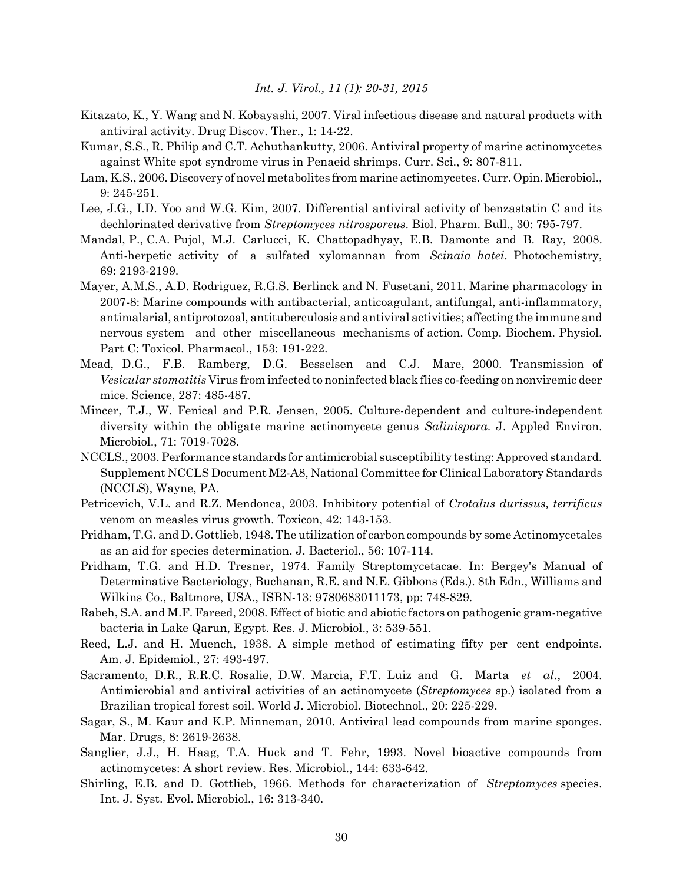Kitazato, K., Y. Wang and N. Kobayashi, 2007. Viral infectious disease and natural products with antiviral activity. Drug Discov. Ther., 1: 14-22.

Kumar, S.S., R. Philip and C.T. Achuthankutty, 2006. Antiviral property of marine actinomycetes against White spot syndrome virus in Penaeid shrimps. Curr. Sci., 9: 807-811.

Lam, K.S., 2006. Discovery of novel metabolites from marine actinomycetes. Curr. Opin. Microbiol., 9: 245-251.

Lee, J.G., I.D. Yoo and W.G. Kim, 2007. Differential antiviral activity of benzastatin C and its dechlorinated derivative from *Streptomyces nitrosporeus*. Biol. Pharm. Bull., 30: 795-797.

Mandal, P., C.A. Pujol, M.J. Carlucci, K. Chattopadhyay, E.B. Damonte and B. Ray, 2008. Anti-herpetic activity of a sulfated xylomannan from *Scinaia hatei*. Photochemistry, 69: 2193-2199.

Mayer, A.M.S., A.D. Rodriguez, R.G.S. Berlinck and N. Fusetani, 2011. Marine pharmacology in 2007-8: Marine compounds with antibacterial, anticoagulant, antifungal, anti-inflammatory, antimalarial, antiprotozoal, antituberculosis and antiviral activities; affecting the immune and nervous system and other miscellaneous mechanisms of action. Comp. Biochem. Physiol. Part C: Toxicol. Pharmacol., 153: 191-222.

Mead, D.G., F.B. Ramberg, D.G. Besselsen and C.J. Mare, 2000. Transmission of *Vesicular stomatitis* Virus from infected to noninfected black flies co-feeding on nonviremic deer mice. Science, 287: 485-487.

Mincer, T.J., W. Fenical and P.R. Jensen, 2005. Culture-dependent and culture-independent diversity within the obligate marine actinomycete genus *Salinispora*. J. Appled Environ. Microbiol., 71: 7019-7028.

NCCLS., 2003. Performance standards for antimicrobial susceptibility testing: Approved standard. Supplement NCCLS Document M2-A8, National Committee for Clinical Laboratory Standards (NCCLS), Wayne, PA.

Petricevich, V.L. and R.Z. Mendonca, 2003. Inhibitory potential of *Crotalus durissus, terrificus* venom on measles virus growth. Toxicon, 42: 143-153.

Pridham, T.G. and D. Gottlieb, 1948. The utilization of carbon compounds by some Actinomycetales as an aid for species determination. J. Bacteriol., 56: 107-114.

Pridham, T.G. and H.D. Tresner, 1974. Family Streptomycetacae. In: Bergey's Manual of Determinative Bacteriology, Buchanan, R.E. and N.E. Gibbons (Eds.). 8th Edn., Williams and Wilkins Co., Baltmore, USA., ISBN-13: 9780683011173, pp: 748-829.

Rabeh, S.A. and M.F. Fareed, 2008. Effect of biotic and abiotic factors on pathogenic gram-negative bacteria in Lake Qarun, Egypt. Res. J. Microbiol., 3: 539-551.

Reed, L.J. and H. Muench, 1938. A simple method of estimating fifty per cent endpoints. Am. J. Epidemiol., 27: 493-497.

Sacramento, D.R., R.R.C. Rosalie, D.W. Marcia, F.T. Luiz and G. Marta *et al*., 2004. Antimicrobial and antiviral activities of an actinomycete (*Streptomyces* sp.) isolated from a Brazilian tropical forest soil. World J. Microbiol. Biotechnol., 20: 225-229.

Sagar, S., M. Kaur and K.P. Minneman, 2010. Antiviral lead compounds from marine sponges. Mar. Drugs, 8: 2619-2638.

Sanglier, J.J., H. Haag, T.A. Huck and T. Fehr, 1993. Novel bioactive compounds from actinomycetes: A short review. Res. Microbiol., 144: 633-642.

Shirling, E.B. and D. Gottlieb, 1966. Methods for characterization of *Streptomyces* species. Int. J. Syst. Evol. Microbiol., 16: 313-340.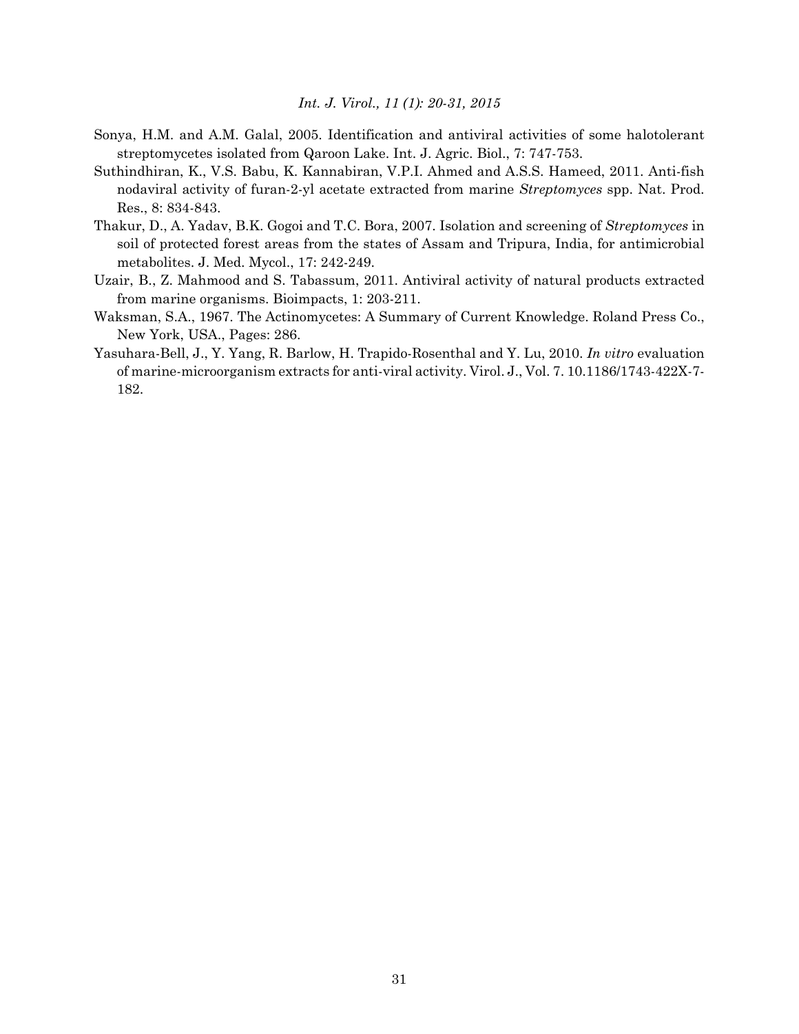Sonya, H.M. and A.M. Galal, 2005. Identification and antiviral activities of some halotolerant streptomycetes isolated from Qaroon Lake. Int. J. Agric. Biol., 7: 747-753.

Suthindhiran, K., V.S. Babu, K. Kannabiran, V.P.I. Ahmed and A.S.S. Hameed, 2011. Anti-fish nodaviral activity of furan-2-yl acetate extracted from marine *Streptomyces* spp. Nat. Prod. Res., 8: 834-843.

Thakur, D., A. Yadav, B.K. Gogoi and T.C. Bora, 2007. Isolation and screening of *Streptomyces* in soil of protected forest areas from the states of Assam and Tripura, India, for antimicrobial metabolites. J. Med. Mycol., 17: 242-249.

Uzair, B., Z. Mahmood and S. Tabassum, 2011. Antiviral activity of natural products extracted from marine organisms. Bioimpacts, 1: 203-211.

Waksman, S.A., 1967. The Actinomycetes: A Summary of Current Knowledge. Roland Press Co., New York, USA., Pages: 286.

Yasuhara-Bell, J., Y. Yang, R. Barlow, H. Trapido-Rosenthal and Y. Lu, 2010. *In vitro* evaluation of marine-microorganism extracts for anti-viral activity. Virol. J., Vol. 7. 10.1186/1743-422X-7-182.